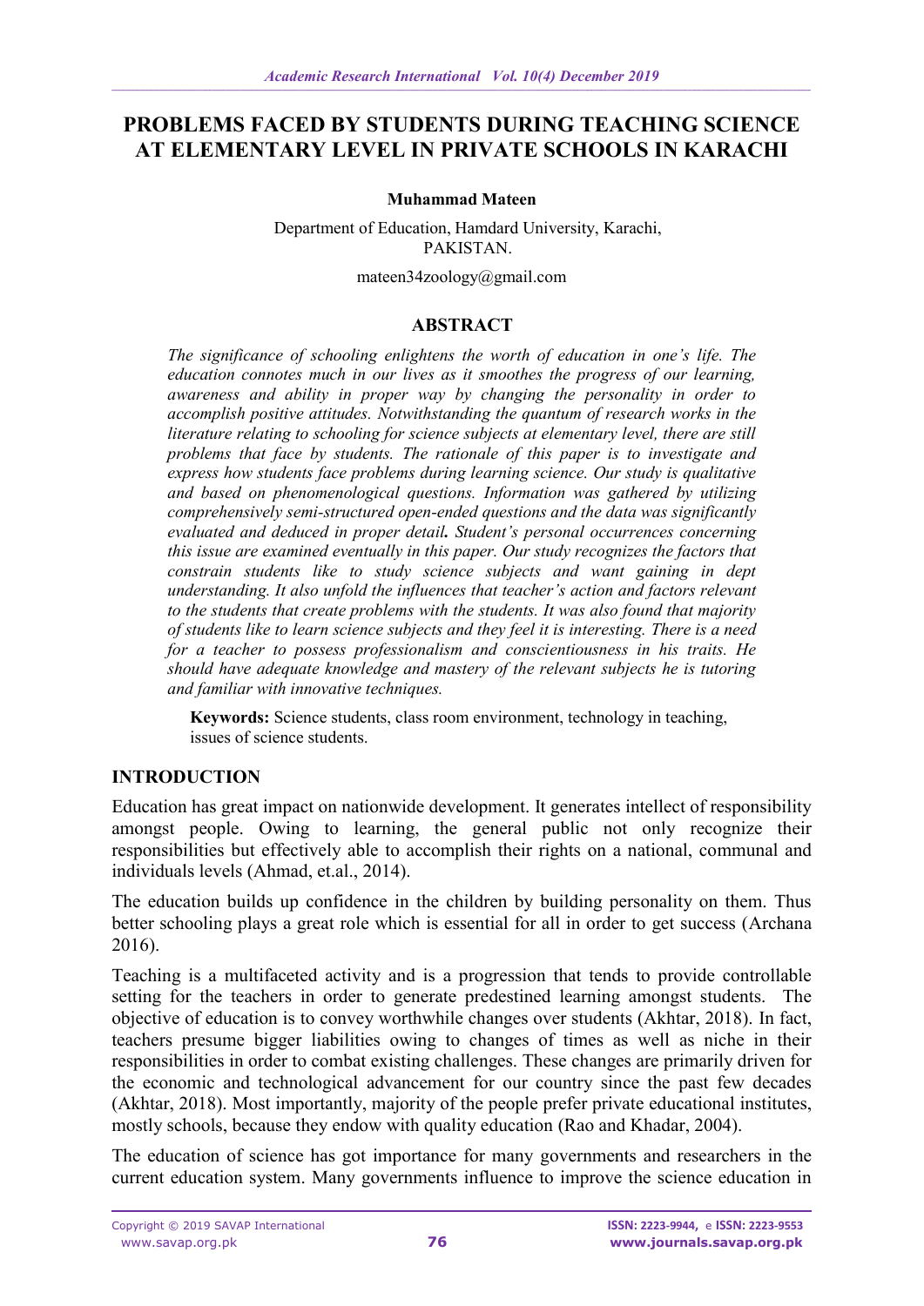# PROBLEMS FACED BY STUDENTS DURING TEACHING SCIENCE AT ELEMENTARY LEVEL IN PRIVATE SCHOOLS IN KARACHI

**Muhammad Mateen**

Department of Education, Hamdard University, Karachi, PAKISTAN.

mateen34zoology@gmail.com

## ABSTRACT

*The significance of schooling enlightens the worth of education in one's life. The education connotes much in our lives as it smoothes the progress of our learning, awareness and ability in proper way by changing the personality in order to accomplish positive attitudes. Notwithstanding the quantum of research works in the literature relating to schooling for science subjects at elementary level, there are still problems that face by students. The rationale of this paper is to investigate and express how students face problems during learning science. Our study is qualitative and based on phenomenological questions. Information was gathered by utilizing comprehensively semi-structured open-ended questions and the data was significantly evaluated and deduced in proper detail. Student's personal occurrences concerning this issue are examined eventually in this paper. Our study recognizes the factors that constrain students like to study science subjects and want gaining in dept understanding. It also unfold the influences that teacher's action and factors relevant to the students that create problems with the students. It was also found that majority of students like to learn science subjects and they feel it is interesting. There is a need for a teacher to possess professionalism and conscientiousness in his traits. He should have adequate knowledge and mastery of the relevant subjects he is tutoring and familiar with innovative techniques.*

**Keywords:** Science students, class room environment, technology in teaching, issues of science students.

## INTRODUCTION

Education has great impact on nationwide development. It generates intellect of responsibility amongst people. Owing to learning, the general public not only recognize their responsibilities but effectively able to accomplish their rights on a national, communal and individuals levels (Ahmad, et.al., 2014).

The education builds up confidence in the children by building personality on them. Thus better schooling plays a great role which is essential for all in order to get success (Archana 2016).

Teaching is a multifaceted activity and is a progression that tends to provide controllable setting for the teachers in order to generate predestined learning amongst students. The objective of education is to convey worthwhile changes over students (Akhtar, 2018). In fact, teachers presume bigger liabilities owing to changes of times as well as niche in their responsibilities in order to combat existing challenges. These changes are primarily driven for the economic and technological advancement for our country since the past few decades (Akhtar, 2018). Most importantly, majority of the people prefer private educational institutes, mostly schools, because they endow with quality education (Rao and Khadar, 2004).

The education of science has got importance for many governments and researchers in the current education system. Many governments influence to improve the science education in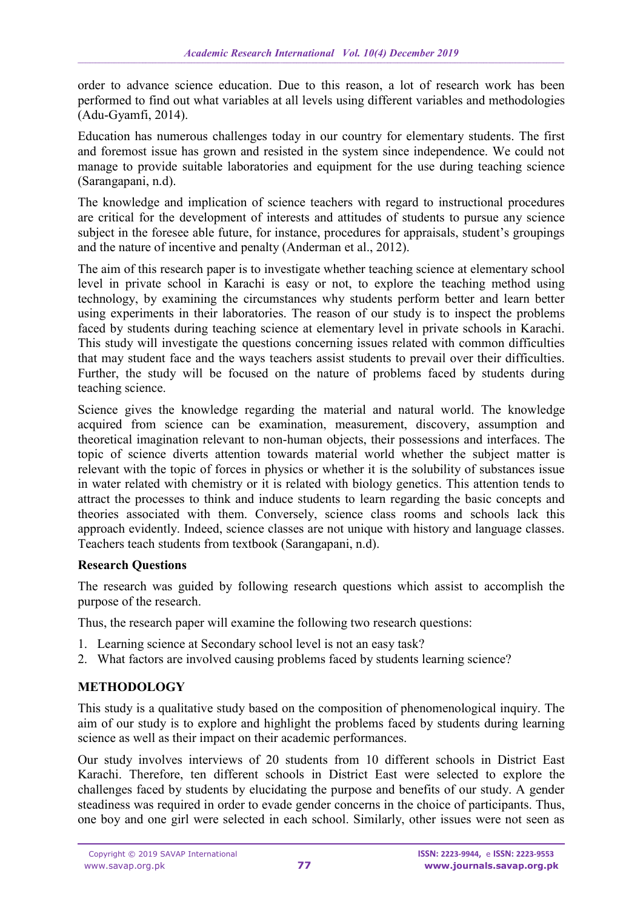order to advance science education. Due to this reason, a lot of research work has been performed to find out what variables at all levels using different variables and methodologies (Adu-Gyamfi, 2014).

Education has numerous challenges today in our country for elementary students. The first and foremost issue has grown and resisted in the system since independence. We could not manage to provide suitable laboratories and equipment for the use during teaching science (Sarangapani, n.d).

The knowledge and implication of science teachers with regard to instructional procedures are critical for the development of interests and attitudes of students to pursue any science subject in the foresee able future, for instance, procedures for appraisals, student's groupings and the nature of incentive and penalty (Anderman et al., 2012).

The aim of this research paper is to investigate whether teaching science at elementary school level in private school in Karachi is easy or not, to explore the teaching method using technology, by examining the circumstances why students perform better and learn better using experiments in their laboratories. The reason of our study is to inspect the problems faced by students during teaching science at elementary level in private schools in Karachi. This study will investigate the questions concerning issues related with common difficulties that may student face and the ways teachers assist students to prevail over their difficulties. Further, the study will be focused on the nature of problems faced by students during teaching science.

Science gives the knowledge regarding the material and natural world. The knowledge acquired from science can be examination, measurement, discovery, assumption and theoretical imagination relevant to non-human objects, their possessions and interfaces. The topic of science diverts attention towards material world whether the subject matter is relevant with the topic of forces in physics or whether it is the solubility of substances issue in water related with chemistry or it is related with biology genetics. This attention tends to attract the processes to think and induce students to learn regarding the basic concepts and theories associated with them. Conversely, science class rooms and schools lack this approach evidently. Indeed, science classes are not unique with history and language classes. Teachers teach students from textbook (Sarangapani, n.d).

**Research Questions**

The research was guided by following research questions which assist to accomplish the purpose of the research.

Thus, the research paper will examine the following two research questions:

1. Learning science at Secondary school level is not an easy task?
2. What factors are involved causing problems faced by students learning science?

## METHODOLOGY

This study is a qualitative study based on the composition of phenomenological inquiry. The aim of our study is to explore and highlight the problems faced by students during learning science as well as their impact on their academic performances.

Our study involves interviews of 20 students from 10 different schools in District East Karachi. Therefore, ten different schools in District East were selected to explore the challenges faced by students by elucidating the purpose and benefits of our study. A gender steadiness was required in order to evade gender concerns in the choice of participants. Thus, one boy and one girl were selected in each school. Similarly, other issues were not seen as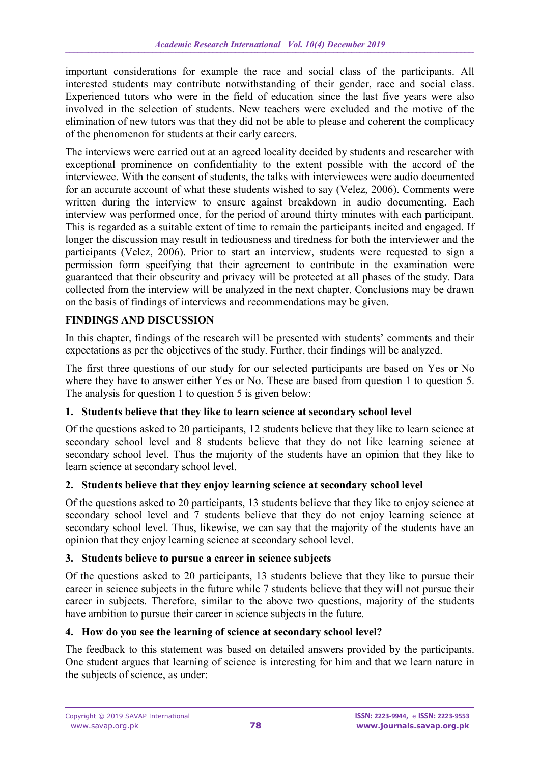important considerations for example the race and social class of the participants. All interested students may contribute notwithstanding of their gender, race and social class. Experienced tutors who were in the field of education since the last five years were also involved in the selection of students. New teachers were excluded and the motive of the elimination of new tutors was that they did not be able to please and coherent the complicacy of the phenomenon for students at their early careers.

The interviews were carried out at an agreed locality decided by students and researcher with exceptional prominence on confidentiality to the extent possible with the accord of the interviewee. With the consent of students, the talks with interviewees were audio documented for an accurate account of what these students wished to say (Velez, 2006). Comments were written during the interview to ensure against breakdown in audio documenting. Each interview was performed once, for the period of around thirty minutes with each participant. This is regarded as a suitable extent of time to remain the participants incited and engaged. If longer the discussion may result in tediousness and tiredness for both the interviewer and the participants (Velez, 2006). Prior to start an interview, students were requested to sign a permission form specifying that their agreement to contribute in the examination were guaranteed that their obscurity and privacy will be protected at all phases of the study. Data collected from the interview will be analyzed in the next chapter. Conclusions may be drawn on the basis of findings of interviews and recommendations may be given.

## FINDINGS AND DISCUSSION

In this chapter, findings of the research will be presented with students' comments and their expectations as per the objectives of the study. Further, their findings will be analyzed.

The first three questions of our study for our selected participants are based on Yes or No where they have to answer either Yes or No. These are based from question 1 to question 5. The analysis for question 1 to question 5 is given below:

### 1. Students believe that they like to learn science at secondary school level

Of the questions asked to 20 participants, 12 students believe that they like to learn science at secondary school level and 8 students believe that they do not like learning science at secondary school level. Thus the majority of the students have an opinion that they like to learn science at secondary school level.

### 2. Students believe that they enjoy learning science at secondary school level

Of the questions asked to 20 participants, 13 students believe that they like to enjoy science at secondary school level and 7 students believe that they do not enjoy learning science at secondary school level. Thus, likewise, we can say that the majority of the students have an opinion that they enjoy learning science at secondary school level.

### 3. Students believe to pursue a career in science subjects

Of the questions asked to 20 participants, 13 students believe that they like to pursue their career in science subjects in the future while 7 students believe that they will not pursue their career in subjects. Therefore, similar to the above two questions, majority of the students have ambition to pursue their career in science subjects in the future.

### 4. How do you see the learning of science at secondary school level?

The feedback to this statement was based on detailed answers provided by the participants. One student argues that learning of science is interesting for him and that we learn nature in the subjects of science, as under: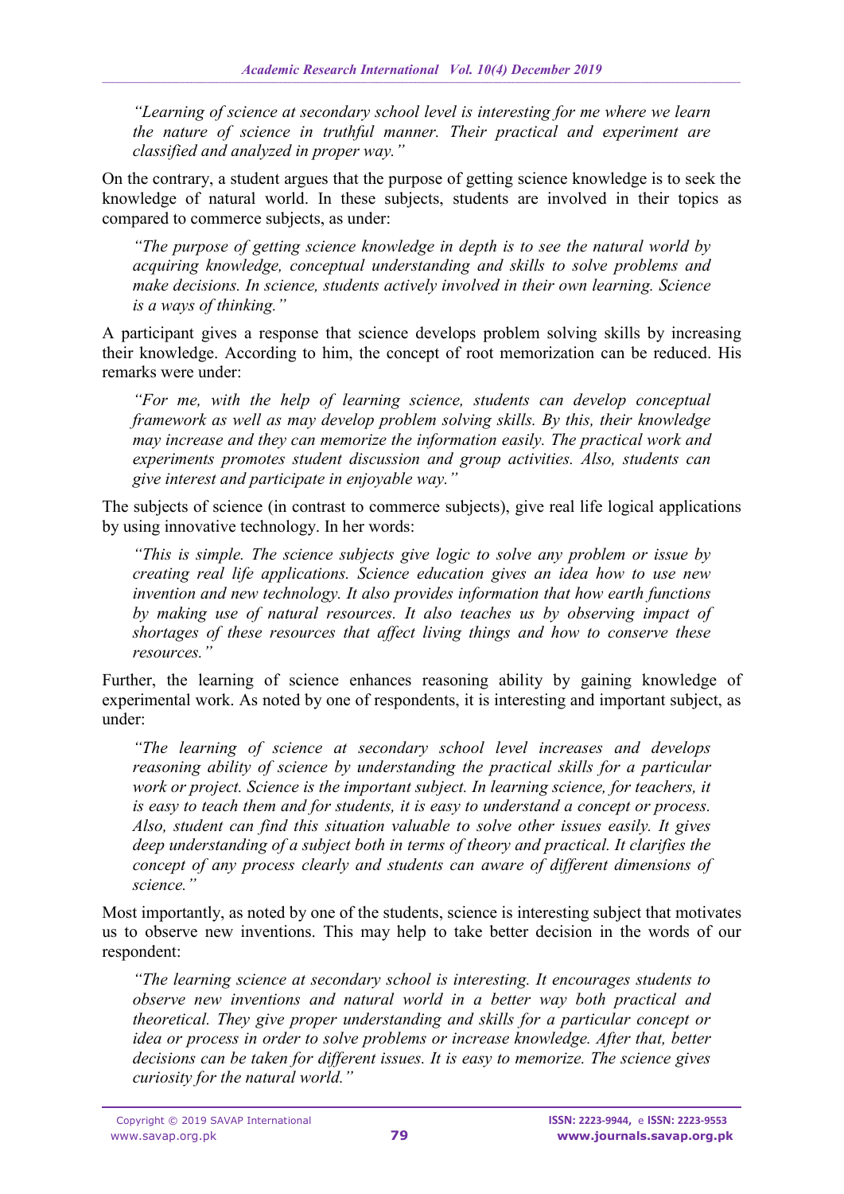> *"Learning of science at secondary school level is interesting for me where we learn the nature of science in truthful manner. Their practical and experiment are classified and analyzed in proper way."*

On the contrary, a student argues that the purpose of getting science knowledge is to seek the knowledge of natural world. In these subjects, students are involved in their topics as compared to commerce subjects, as under:

> *"The purpose of getting science knowledge in depth is to see the natural world by acquiring knowledge, conceptual understanding and skills to solve problems and make decisions. In science, students actively involved in their own learning. Science is a ways of thinking."*

A participant gives a response that science develops problem solving skills by increasing their knowledge. According to him, the concept of root memorization can be reduced. His remarks were under:

> *"For me, with the help of learning science, students can develop conceptual framework as well as may develop problem solving skills. By this, their knowledge may increase and they can memorize the information easily. The practical work and experiments promotes student discussion and group activities. Also, students can give interest and participate in enjoyable way."*

The subjects of science (in contrast to commerce subjects), give real life logical applications by using innovative technology. In her words:

> *"This is simple. The science subjects give logic to solve any problem or issue by creating real life applications. Science education gives an idea how to use new invention and new technology. It also provides information that how earth functions by making use of natural resources. It also teaches us by observing impact of shortages of these resources that affect living things and how to conserve these resources."*

Further, the learning of science enhances reasoning ability by gaining knowledge of experimental work. As noted by one of respondents, it is interesting and important subject, as under:

> *"The learning of science at secondary school level increases and develops reasoning ability of science by understanding the practical skills for a particular work or project. Science is the important subject. In learning science, for teachers, it is easy to teach them and for students, it is easy to understand a concept or process. Also, student can find this situation valuable to solve other issues easily. It gives deep understanding of a subject both in terms of theory and practical. It clarifies the concept of any process clearly and students can aware of different dimensions of science."*

Most importantly, as noted by one of the students, science is interesting subject that motivates us to observe new inventions. This may help to take better decision in the words of our respondent:

> *"The learning science at secondary school is interesting. It encourages students to observe new inventions and natural world in a better way both practical and theoretical. They give proper understanding and skills for a particular concept or idea or process in order to solve problems or increase knowledge. After that, better decisions can be taken for different issues. It is easy to memorize. The science gives curiosity for the natural world."*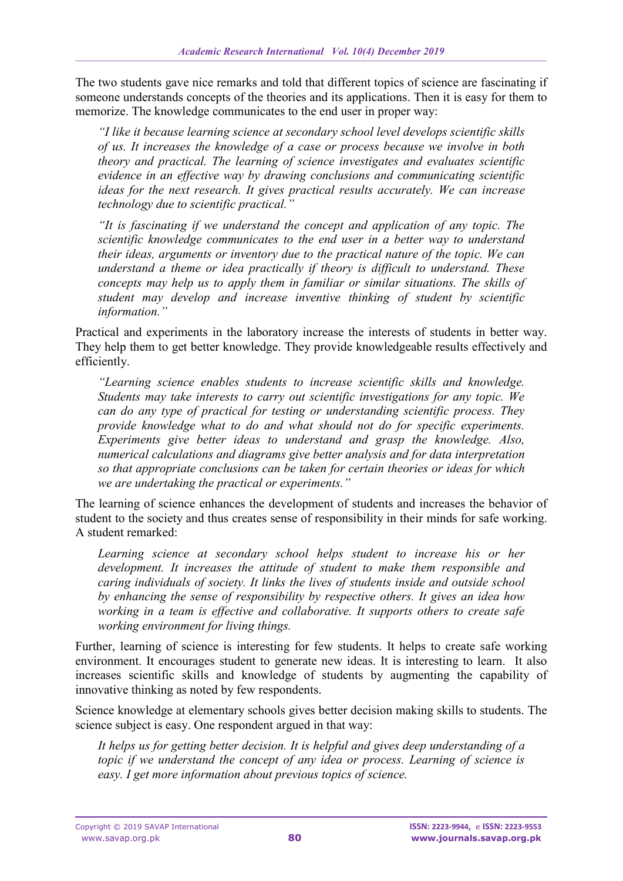The two students gave nice remarks and told that different topics of science are fascinating if someone understands concepts of the theories and its applications. Then it is easy for them to memorize. The knowledge communicates to the end user in proper way:

> *"I like it because learning science at secondary school level develops scientific skills of us. It increases the knowledge of a case or process because we involve in both theory and practical. The learning of science investigates and evaluates scientific evidence in an effective way by drawing conclusions and communicating scientific ideas for the next research. It gives practical results accurately. We can increase technology due to scientific practical."*

> *"It is fascinating if we understand the concept and application of any topic. The scientific knowledge communicates to the end user in a better way to understand their ideas, arguments or inventory due to the practical nature of the topic. We can understand a theme or idea practically if theory is difficult to understand. These concepts may help us to apply them in familiar or similar situations. The skills of student may develop and increase inventive thinking of student by scientific information."*

Practical and experiments in the laboratory increase the interests of students in better way. They help them to get better knowledge. They provide knowledgeable results effectively and efficiently.

> *"Learning science enables students to increase scientific skills and knowledge. Students may take interests to carry out scientific investigations for any topic. We can do any type of practical for testing or understanding scientific process. They provide knowledge what to do and what should not do for specific experiments. Experiments give better ideas to understand and grasp the knowledge. Also, numerical calculations and diagrams give better analysis and for data interpretation so that appropriate conclusions can be taken for certain theories or ideas for which we are undertaking the practical or experiments."*

The learning of science enhances the development of students and increases the behavior of student to the society and thus creates sense of responsibility in their minds for safe working. A student remarked:

> *Learning science at secondary school helps student to increase his or her development. It increases the attitude of student to make them responsible and caring individuals of society. It links the lives of students inside and outside school by enhancing the sense of responsibility by respective others. It gives an idea how working in a team is effective and collaborative. It supports others to create safe working environment for living things.*

Further, learning of science is interesting for few students. It helps to create safe working environment. It encourages student to generate new ideas. It is interesting to learn. It also increases scientific skills and knowledge of students by augmenting the capability of innovative thinking as noted by few respondents.

Science knowledge at elementary schools gives better decision making skills to students. The science subject is easy. One respondent argued in that way:

> *It helps us for getting better decision. It is helpful and gives deep understanding of a topic if we understand the concept of any idea or process. Learning of science is easy. I get more information about previous topics of science.*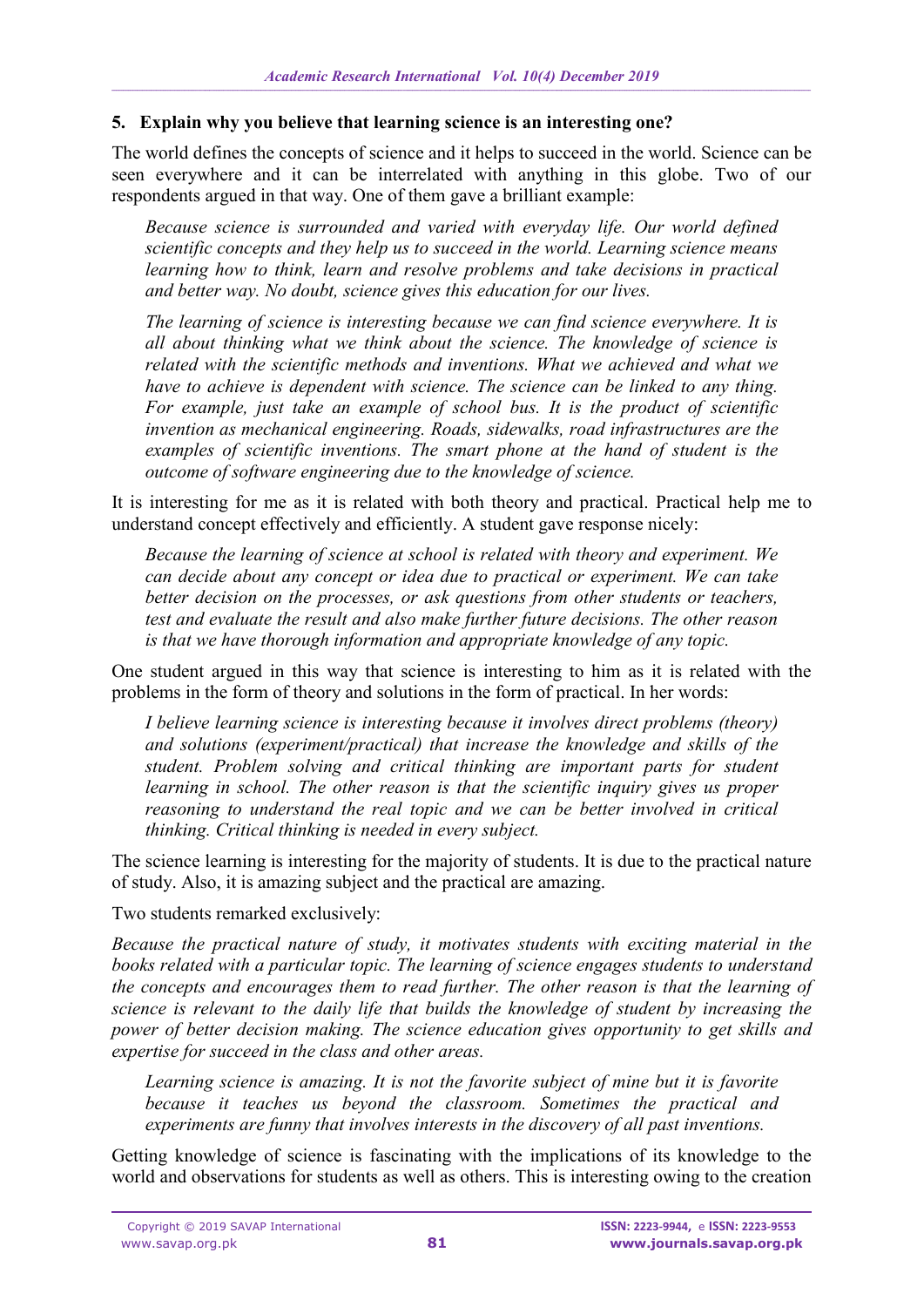### 5. Explain why you believe that learning science is an interesting one?

The world defines the concepts of science and it helps to succeed in the world. Science can be seen everywhere and it can be interrelated with anything in this globe. Two of our respondents argued in that way. One of them gave a brilliant example:

> *Because science is surrounded and varied with everyday life. Our world defined scientific concepts and they help us to succeed in the world. Learning science means learning how to think, learn and resolve problems and take decisions in practical and better way. No doubt, science gives this education for our lives.*
>
> *The learning of science is interesting because we can find science everywhere. It is all about thinking what we think about the science. The knowledge of science is related with the scientific methods and inventions. What we achieved and what we have to achieve is dependent with science. The science can be linked to any thing. For example, just take an example of school bus. It is the product of scientific invention as mechanical engineering. Roads, sidewalks, road infrastructures are the examples of scientific inventions. The smart phone at the hand of student is the outcome of software engineering due to the knowledge of science.*

It is interesting for me as it is related with both theory and practical. Practical help me to understand concept effectively and efficiently. A student gave response nicely:

> *Because the learning of science at school is related with theory and experiment. We can decide about any concept or idea due to practical or experiment. We can take better decision on the processes, or ask questions from other students or teachers, test and evaluate the result and also make further future decisions. The other reason is that we have thorough information and appropriate knowledge of any topic.*

One student argued in this way that science is interesting to him as it is related with the problems in the form of theory and solutions in the form of practical. In her words:

> *I believe learning science is interesting because it involves direct problems (theory) and solutions (experiment/practical) that increase the knowledge and skills of the student. Problem solving and critical thinking are important parts for student learning in school. The other reason is that the scientific inquiry gives us proper reasoning to understand the real topic and we can be better involved in critical thinking. Critical thinking is needed in every subject.*

The science learning is interesting for the majority of students. It is due to the practical nature of study. Also, it is amazing subject and the practical are amazing.

Two students remarked exclusively:

*Because the practical nature of study, it motivates students with exciting material in the books related with a particular topic. The learning of science engages students to understand the concepts and encourages them to read further. The other reason is that the learning of science is relevant to the daily life that builds the knowledge of student by increasing the power of better decision making. The science education gives opportunity to get skills and expertise for succeed in the class and other areas.*

> *Learning science is amazing. It is not the favorite subject of mine but it is favorite because it teaches us beyond the classroom. Sometimes the practical and experiments are funny that involves interests in the discovery of all past inventions.*

Getting knowledge of science is fascinating with the implications of its knowledge to the world and observations for students as well as others. This is interesting owing to the creation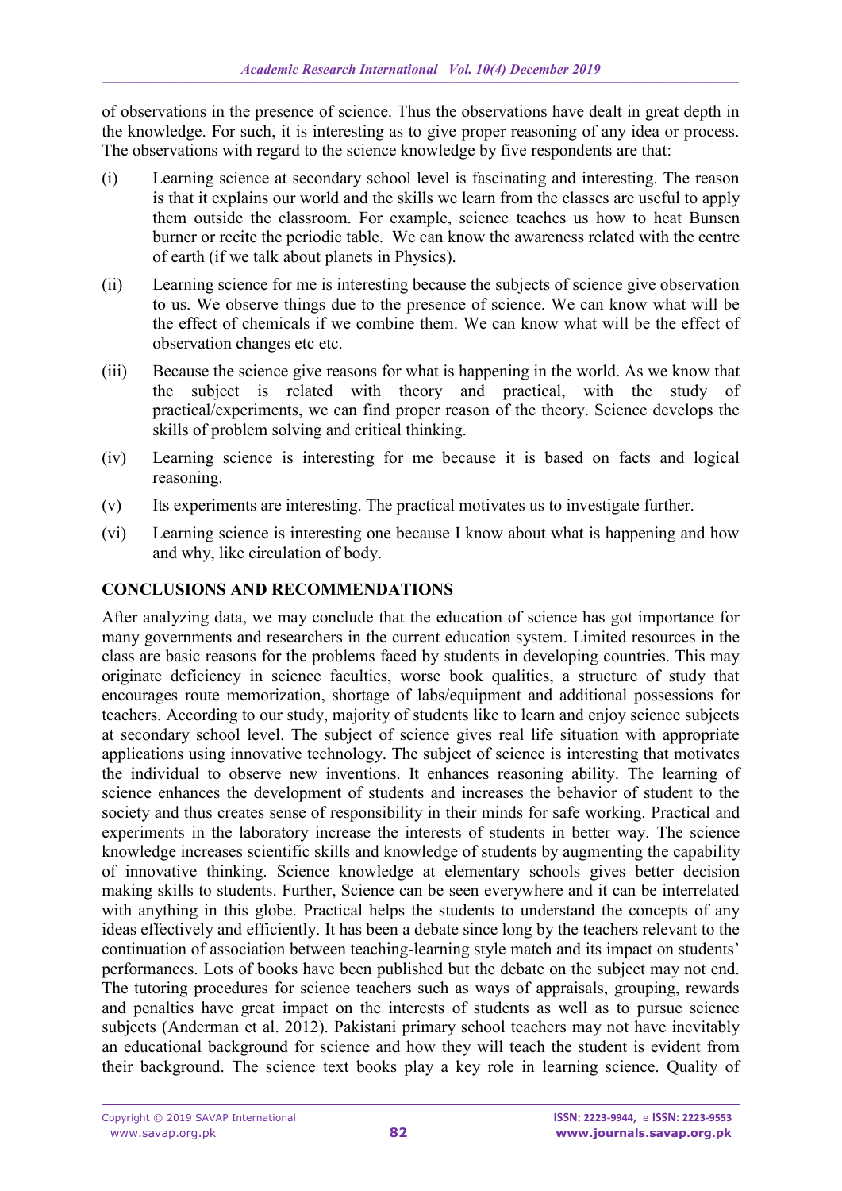of observations in the presence of science. Thus the observations have dealt in great depth in the knowledge. For such, it is interesting as to give proper reasoning of any idea or process. The observations with regard to the science knowledge by five respondents are that:

(i) Learning science at secondary school level is fascinating and interesting. The reason is that it explains our world and the skills we learn from the classes are useful to apply them outside the classroom. For example, science teaches us how to heat Bunsen burner or recite the periodic table. We can know the awareness related with the centre of earth (if we talk about planets in Physics).

(ii) Learning science for me is interesting because the subjects of science give observation to us. We observe things due to the presence of science. We can know what will be the effect of chemicals if we combine them. We can know what will be the effect of observation changes etc etc.

(iii) Because the science give reasons for what is happening in the world. As we know that the subject is related with theory and practical, with the study of practical/experiments, we can find proper reason of the theory. Science develops the skills of problem solving and critical thinking.

(iv) Learning science is interesting for me because it is based on facts and logical reasoning.

(v) Its experiments are interesting. The practical motivates us to investigate further.

(vi) Learning science is interesting one because I know about what is happening and how and why, like circulation of body.

## CONCLUSIONS AND RECOMMENDATIONS

After analyzing data, we may conclude that the education of science has got importance for many governments and researchers in the current education system. Limited resources in the class are basic reasons for the problems faced by students in developing countries. This may originate deficiency in science faculties, worse book qualities, a structure of study that encourages route memorization, shortage of labs/equipment and additional possessions for teachers. According to our study, majority of students like to learn and enjoy science subjects at secondary school level. The subject of science gives real life situation with appropriate applications using innovative technology. The subject of science is interesting that motivates the individual to observe new inventions. It enhances reasoning ability. The learning of science enhances the development of students and increases the behavior of student to the society and thus creates sense of responsibility in their minds for safe working. Practical and experiments in the laboratory increase the interests of students in better way. The science knowledge increases scientific skills and knowledge of students by augmenting the capability of innovative thinking. Science knowledge at elementary schools gives better decision making skills to students. Further, Science can be seen everywhere and it can be interrelated with anything in this globe. Practical helps the students to understand the concepts of any ideas effectively and efficiently. It has been a debate since long by the teachers relevant to the continuation of association between teaching-learning style match and its impact on students' performances. Lots of books have been published but the debate on the subject may not end. The tutoring procedures for science teachers such as ways of appraisals, grouping, rewards and penalties have great impact on the interests of students as well as to pursue science subjects (Anderman et al. 2012). Pakistani primary school teachers may not have inevitably an educational background for science and how they will teach the student is evident from their background. The science text books play a key role in learning science. Quality of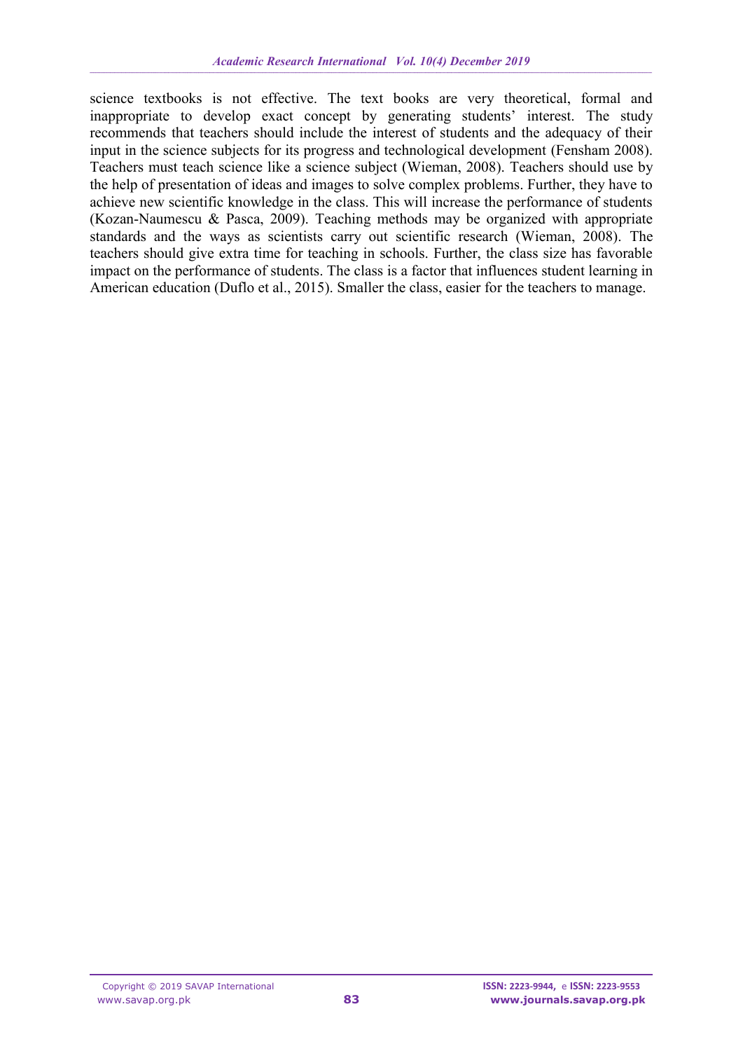science textbooks is not effective. The text books are very theoretical, formal and inappropriate to develop exact concept by generating students' interest. The study recommends that teachers should include the interest of students and the adequacy of their input in the science subjects for its progress and technological development (Fensham 2008). Teachers must teach science like a science subject (Wieman, 2008). Teachers should use by the help of presentation of ideas and images to solve complex problems. Further, they have to achieve new scientific knowledge in the class. This will increase the performance of students (Kozan-Naumescu & Pasca, 2009). Teaching methods may be organized with appropriate standards and the ways as scientists carry out scientific research (Wieman, 2008). The teachers should give extra time for teaching in schools. Further, the class size has favorable impact on the performance of students. The class is a factor that influences student learning in American education (Duflo et al., 2015). Smaller the class, easier for the teachers to manage.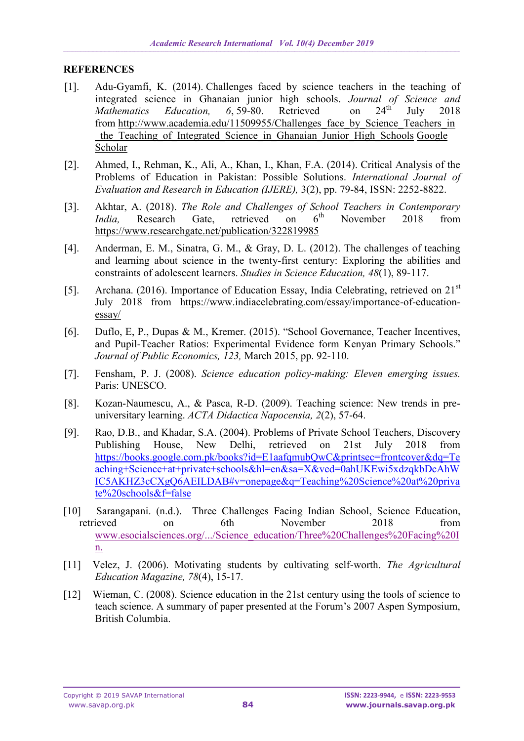## REFERENCES

[1]. Adu-Gyamfi, K. (2014). Challenges faced by science teachers in the teaching of integrated science in Ghanaian junior high schools. *Journal of Science and Mathematics Education, 6*, 59-80. Retrieved on 24th July 2018 from http://www.academia.edu/11509955/Challenges_face_by_Science_Teachers_in_the_Teaching_of_Integrated_Science_in_Ghanaian_Junior_High_Schools Google Scholar

[2]. Ahmed, I., Rehman, K., Ali, A., Khan, I., Khan, F.A. (2014). Critical Analysis of the Problems of Education in Pakistan: Possible Solutions. *International Journal of Evaluation and Research in Education (IJERE),* 3(2), pp. 79-84, ISSN: 2252-8822.

[3]. Akhtar, A. (2018). *The Role and Challenges of School Teachers in Contemporary India,* Research Gate, retrieved on 6th November 2018 from https://www.researchgate.net/publication/322819985

[4]. Anderman, E. M., Sinatra, G. M., & Gray, D. L. (2012). The challenges of teaching and learning about science in the twenty-first century: Exploring the abilities and constraints of adolescent learners. *Studies in Science Education, 48*(1), 89-117.

[5]. Archana. (2016). Importance of Education Essay, India Celebrating, retrieved on 21st July 2018 from https://www.indiacelebrating.com/essay/importance-of-education-essay/

[6]. Duflo, E, P., Dupas & M., Kremer. (2015). "School Governance, Teacher Incentives, and Pupil-Teacher Ratios: Experimental Evidence form Kenyan Primary Schools." *Journal of Public Economics, 123,* March 2015, pp. 92-110.

[7]. Fensham, P. J. (2008). *Science education policy-making: Eleven emerging issues.* Paris: UNESCO.

[8]. Kozan-Naumescu, A., & Pasca, R-D. (2009). Teaching science: New trends in pre-universitary learning. *ACTA Didactica Napocensia, 2*(2), 57-64.

[9]. Rao, D.B., and Khadar, S.A. (2004). Problems of Private School Teachers, Discovery Publishing House, New Delhi, retrieved on 21st July 2018 from https://books.google.com.pk/books?id=E1aafqmubQwC&printsec=frontcover&dq=Teaching+Science+at+private+schools&hl=en&sa=X&ved=0ahUKEwi5xdzqkbDcAhWIC5AKHZ3cCXgQ6AEILDAB#v=onepage&q=Teaching%20Science%20at%20private%20schools&f=false

[10] Sarangapani. (n.d.). Three Challenges Facing Indian School, Science Education, retrieved on 6th November 2018 from www.esocialsciences.org/.../Science_education/Three%20Challenges%20Facing%20In.

[11] Velez, J. (2006). Motivating students by cultivating self-worth. *The Agricultural Education Magazine, 78*(4), 15-17.

[12] Wieman, C. (2008). Science education in the 21st century using the tools of science to teach science. A summary of paper presented at the Forum's 2007 Aspen Symposium, British Columbia.